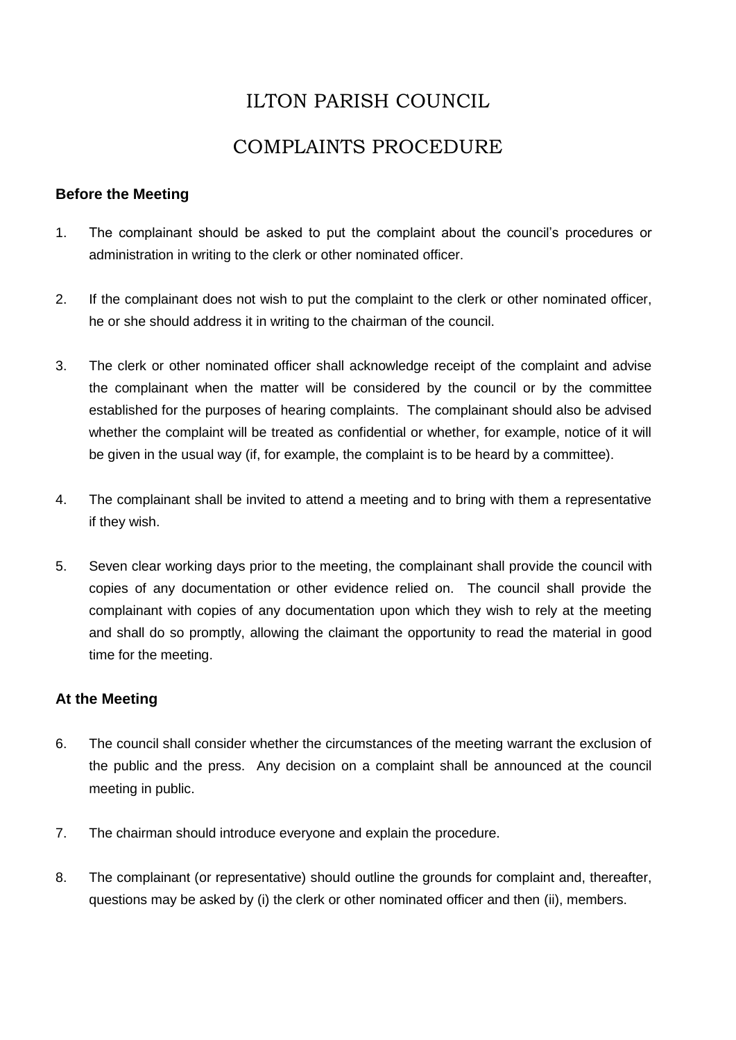# ILTON PARISH COUNCIL

# COMPLAINTS PROCEDURE

### Before the Meeting

1. The complainant should be asked to put the complaint about the council's procedures or administration in writing to the clerk or other nominated officer.

2. If the complainant does not wish to put the complaint to the clerk or other nominated officer, he or she should address it in writing to the chairman of the council.

3. The clerk or other nominated officer shall acknowledge receipt of the complaint and advise the complainant when the matter will be considered by the council or by the committee established for the purposes of hearing complaints. The complainant should also be advised whether the complaint will be treated as confidential or whether, for example, notice of it will be given in the usual way (if, for example, the complaint is to be heard by a committee).

4. The complainant shall be invited to attend a meeting and to bring with them a representative if they wish.

5. Seven clear working days prior to the meeting, the complainant shall provide the council with copies of any documentation or other evidence relied on. The council shall provide the complainant with copies of any documentation upon which they wish to rely at the meeting and shall do so promptly, allowing the claimant the opportunity to read the material in good time for the meeting.

### At the Meeting

6. The council shall consider whether the circumstances of the meeting warrant the exclusion of the public and the press. Any decision on a complaint shall be announced at the council meeting in public.

7. The chairman should introduce everyone and explain the procedure.

8. The complainant (or representative) should outline the grounds for complaint and, thereafter, questions may be asked by (i) the clerk or other nominated officer and then (ii), members.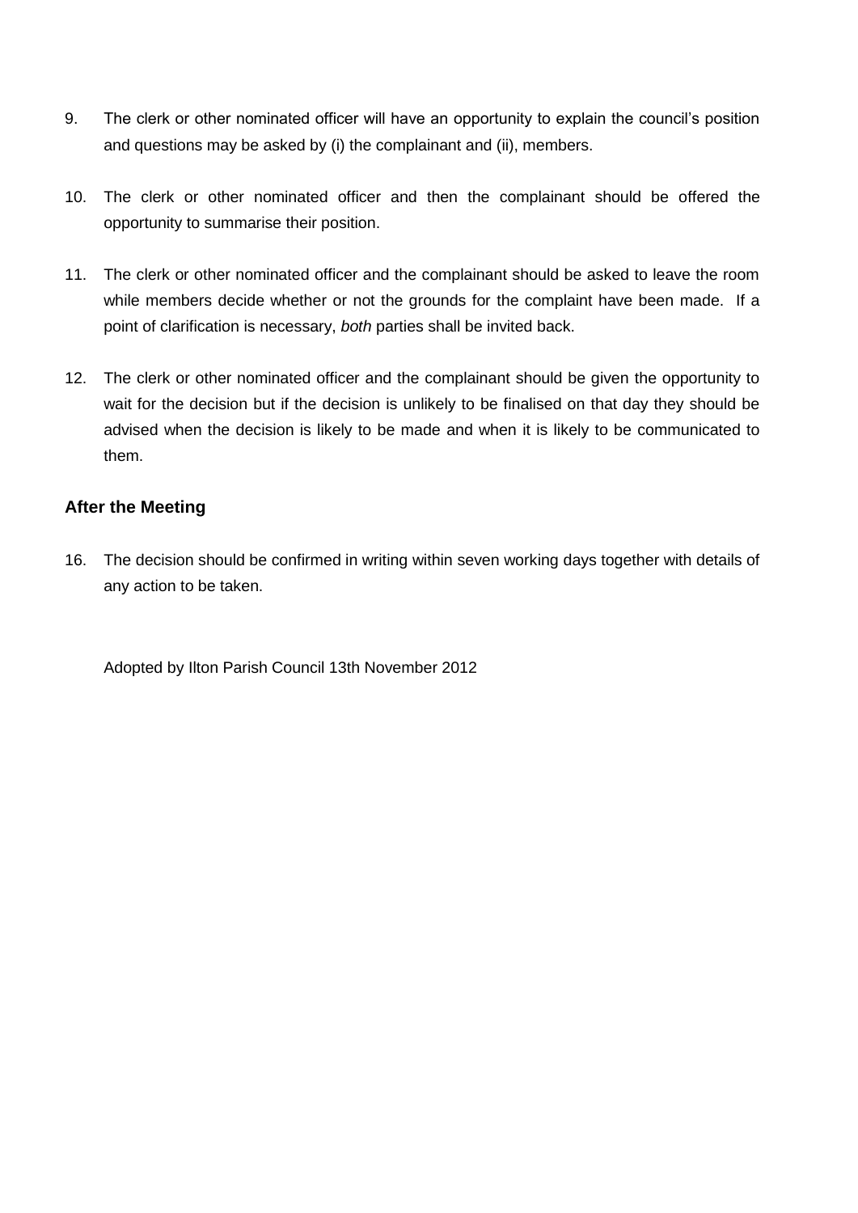9. The clerk or other nominated officer will have an opportunity to explain the council's position and questions may be asked by (i) the complainant and (ii), members.

10. The clerk or other nominated officer and then the complainant should be offered the opportunity to summarise their position.

11. The clerk or other nominated officer and the complainant should be asked to leave the room while members decide whether or not the grounds for the complaint have been made. If a point of clarification is necessary, *both* parties shall be invited back.

12. The clerk or other nominated officer and the complainant should be given the opportunity to wait for the decision but if the decision is unlikely to be finalised on that day they should be advised when the decision is likely to be made and when it is likely to be communicated to them.

### After the Meeting

16. The decision should be confirmed in writing within seven working days together with details of any action to be taken.

Adopted by Ilton Parish Council 13th November 2012